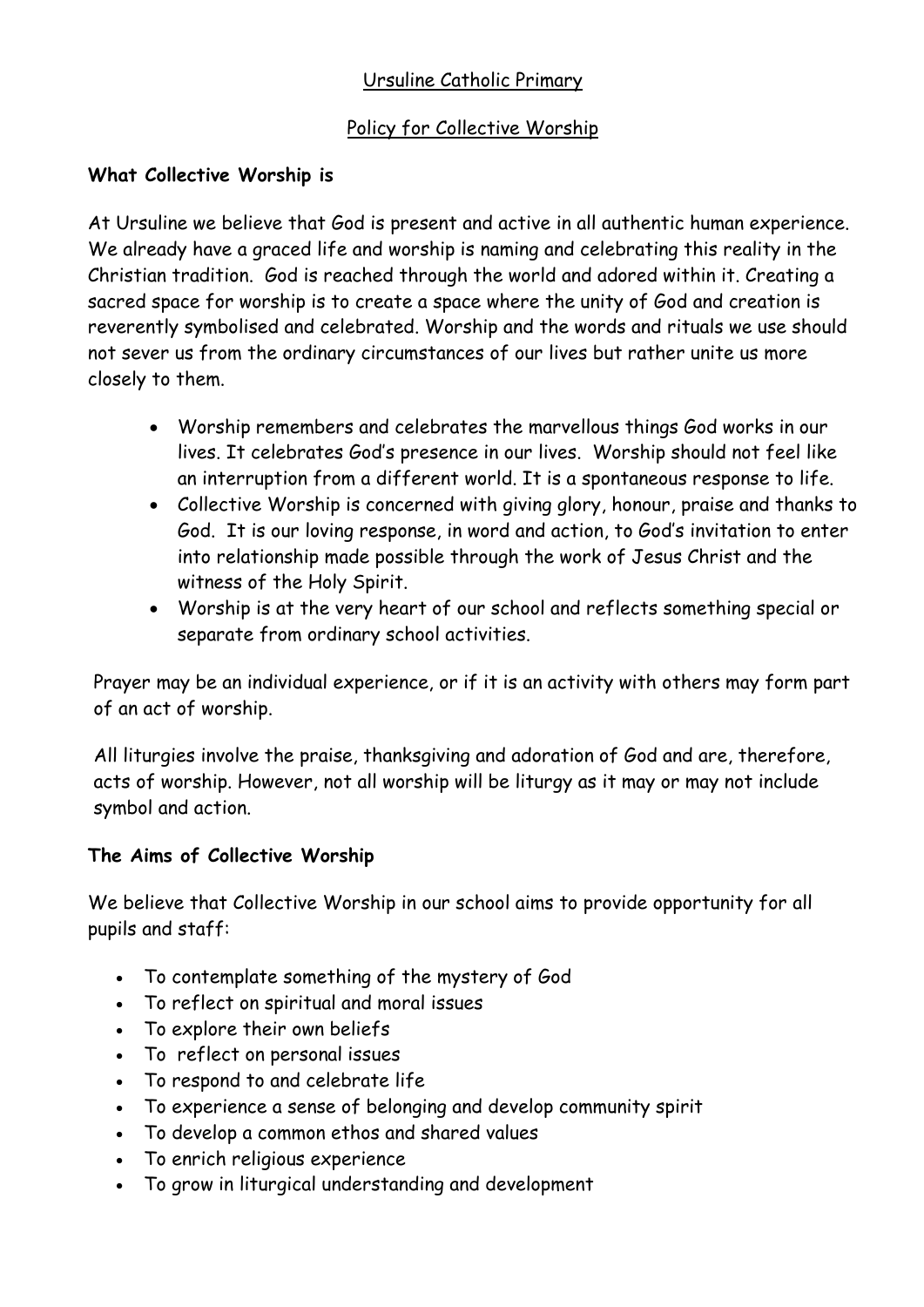# Ursuline Catholic Primary

## Policy for Collective Worship

### What Collective Worship is

At Ursuline we believe that God is present and active in all authentic human experience. We already have a graced life and worship is naming and celebrating this reality in the Christian tradition. God is reached through the world and adored within it. Creating a sacred space for worship is to create a space where the unity of God and creation is reverently symbolised and celebrated. Worship and the words and rituals we use should not sever us from the ordinary circumstances of our lives but rather unite us more closely to them.

- Worship remembers and celebrates the marvellous things God works in our lives. It celebrates God's presence in our lives. Worship should not feel like an interruption from a different world. It is a spontaneous response to life.
- Collective Worship is concerned with giving glory, honour, praise and thanks to God. It is our loving response, in word and action, to God's invitation to enter into relationship made possible through the work of Jesus Christ and the witness of the Holy Spirit.
- Worship is at the very heart of our school and reflects something special or separate from ordinary school activities.

Prayer may be an individual experience, or if it is an activity with others may form part of an act of worship.

All liturgies involve the praise, thanksgiving and adoration of God and are, therefore, acts of worship. However, not all worship will be liturgy as it may or may not include symbol and action.

### The Aims of Collective Worship

We believe that Collective Worship in our school aims to provide opportunity for all pupils and staff:

- To contemplate something of the mystery of God
- To reflect on spiritual and moral issues
- To explore their own beliefs
- To reflect on personal issues
- To respond to and celebrate life
- To experience a sense of belonging and develop community spirit
- To develop a common ethos and shared values
- To enrich religious experience
- To grow in liturgical understanding and development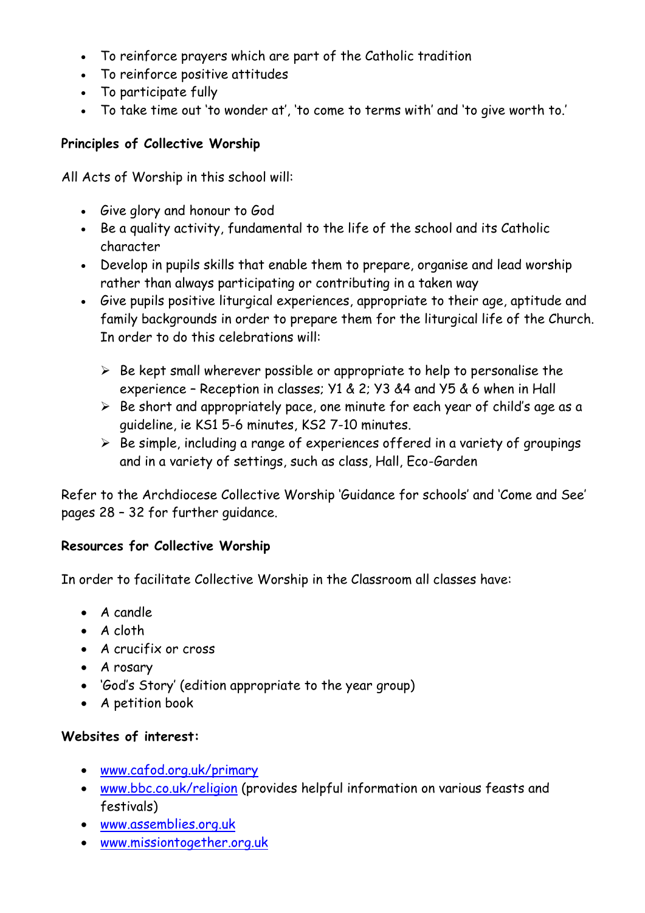- To reinforce prayers which are part of the Catholic tradition
- To reinforce positive attitudes
- To participate fully
- To take time out 'to wonder at', 'to come to terms with' and 'to give worth to.'

**Principles of Collective Worship**

All Acts of Worship in this school will:

- Give glory and honour to God
- Be a quality activity, fundamental to the life of the school and its Catholic character
- Develop in pupils skills that enable them to prepare, organise and lead worship rather than always participating or contributing in a taken way
- Give pupils positive liturgical experiences, appropriate to their age, aptitude and family backgrounds in order to prepare them for the liturgical life of the Church. In order to do this celebrations will:
    - Be kept small wherever possible or appropriate to help to personalise the experience – Reception in classes; Y1 & 2; Y3 &4 and Y5 & 6 when in Hall
    - Be short and appropriately pace, one minute for each year of child's age as a guideline, ie KS1 5-6 minutes, KS2 7-10 minutes.
    - Be simple, including a range of experiences offered in a variety of groupings and in a variety of settings, such as class, Hall, Eco-Garden

Refer to the Archdiocese Collective Worship 'Guidance for schools' and 'Come and See' pages 28 – 32 for further guidance.

**Resources for Collective Worship**

In order to facilitate Collective Worship in the Classroom all classes have:

- A candle
- A cloth
- A crucifix or cross
- A rosary
- 'God's Story' (edition appropriate to the year group)
- A petition book

**Websites of interest:**

- www.cafod.org.uk/primary
- www.bbc.co.uk/religion (provides helpful information on various feasts and festivals)
- www.assemblies.org.uk
- www.missiontogether.org.uk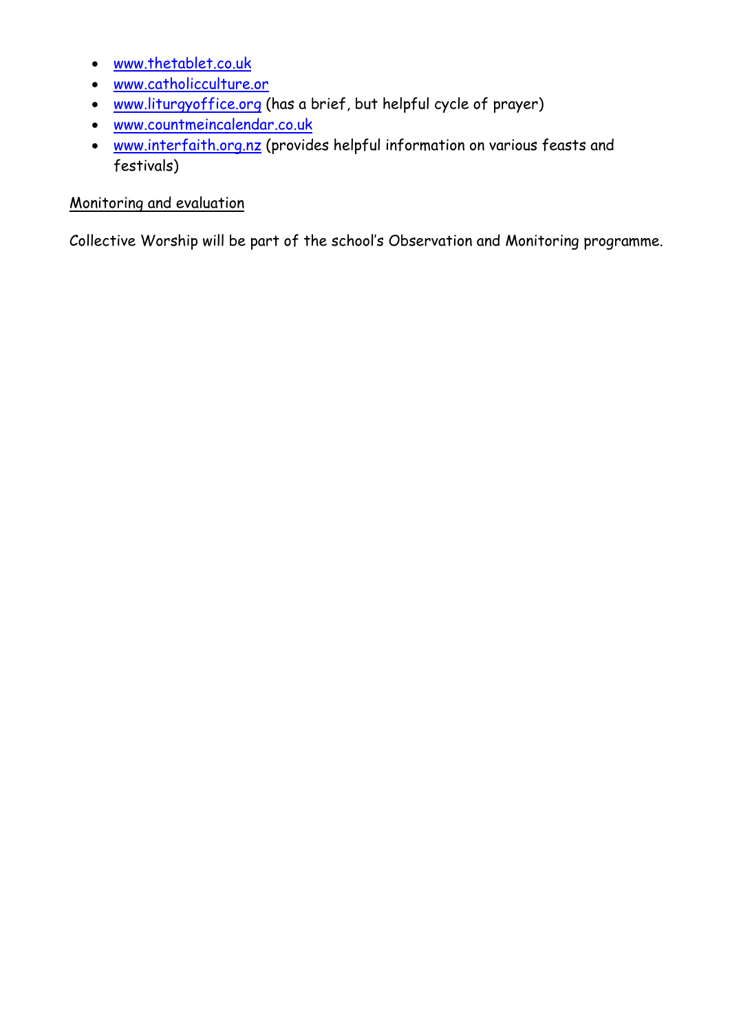- www.thetablet.co.uk
- www.catholicculture.or
- www.liturgyoffice.org (has a brief, but helpful cycle of prayer)
- www.countmeincalendar.co.uk
- www.interfaith.org.nz (provides helpful information on various feasts and festivals)

Monitoring and evaluation

Collective Worship will be part of the school's Observation and Monitoring programme.